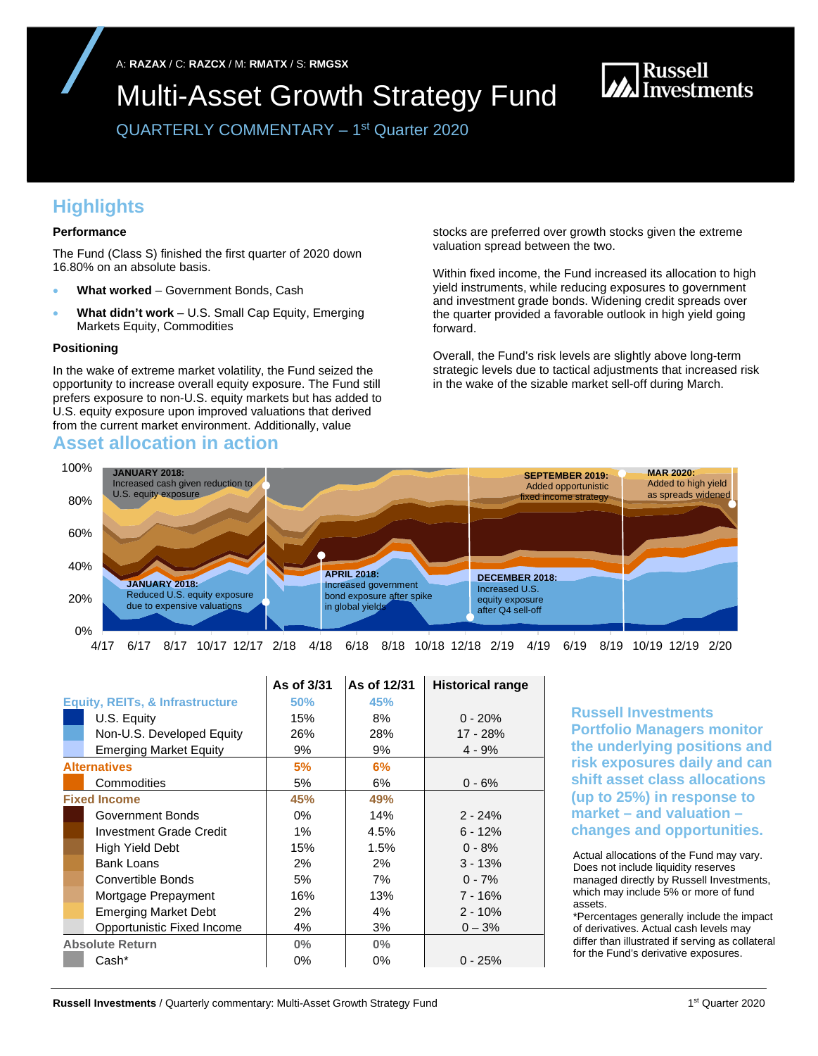A: **RAZAX** / C: **RAZCX** / M: **RMATX** / S: **RMGSX**

# Multi-Asset Growth Strategy Fund

Russell Investments

QUARTERLY COMMENTARY – 1st Quarter 2020

## Highlights

### Performance

The Fund (Class S) finished the first quarter of 2020 down 16.80% on an absolute basis.

- **What worked** – Government Bonds, Cash
- **What didn't work** – U.S. Small Cap Equity, Emerging Markets Equity, Commodities

### Positioning

In the wake of extreme market volatility, the Fund seized the opportunity to increase overall equity exposure. The Fund still prefers exposure to non-U.S. equity markets but has added to U.S. equity exposure upon improved valuations that derived from the current market environment. Additionally, value stocks are preferred over growth stocks given the extreme valuation spread between the two.

Within fixed income, the Fund increased its allocation to high yield instruments, while reducing exposures to government and investment grade bonds. Widening credit spreads over the quarter provided a favorable outlook in high yield going forward.

Overall, the Fund's risk levels are slightly above long-term strategic levels due to tactical adjustments that increased risk in the wake of the sizable market sell-off during March.

## Asset allocation in action

**JANUARY 2018:** Increased cash given reduction to U.S. equity exposure

**JANUARY 2018:** Reduced U.S. equity exposure due to expensive valuations

**APRIL 2018:** Increased government bond exposure after spike in global yields

**SEPTEMBER 2019:** Added opportunistic fixed income strategy

**DECEMBER 2018:** Increased U.S. equity exposure after Q4 sell-off

**MAR 2020:** Added to high yield as spreads widened

| | As of 3/31 | As of 12/31 | Historical range |
|---|---|---|---|
| **Equity, REITs, & Infrastructure** | **50%** | **45%** | |
| U.S. Equity | 15% | 8% | 0 - 20% |
| Non-U.S. Developed Equity | 26% | 28% | 17 - 28% |
| Emerging Market Equity | 9% | 9% | 4 - 9% |
| **Alternatives** | **5%** | **6%** | |
| Commodities | 5% | 6% | 0 - 6% |
| **Fixed Income** | **45%** | **49%** | |
| Government Bonds | 0% | 14% | 2 - 24% |
| Investment Grade Credit | 1% | 4.5% | 6 - 12% |
| High Yield Debt | 15% | 1.5% | 0 - 8% |
| Bank Loans | 2% | 2% | 3 - 13% |
| Convertible Bonds | 5% | 7% | 0 - 7% |
| Mortgage Prepayment | 16% | 13% | 7 - 16% |
| Emerging Market Debt | 2% | 4% | 2 - 10% |
| Opportunistic Fixed Income | 4% | 3% | 0 – 3% |
| **Absolute Return** | **0%** | **0%** | |
| Cash* | 0% | 0% | 0 - 25% |

**Russell Investments Portfolio Managers monitor the underlying positions and risk exposures daily and can shift asset class allocations (up to 25%) in response to market – and valuation – changes and opportunities.**

Actual allocations of the Fund may vary. Does not include liquidity reserves managed directly by Russell Investments, which may include 5% or more of fund assets.

*Percentages generally include the impact of derivatives. Actual cash levels may differ than illustrated if serving as collateral for the Fund's derivative exposures.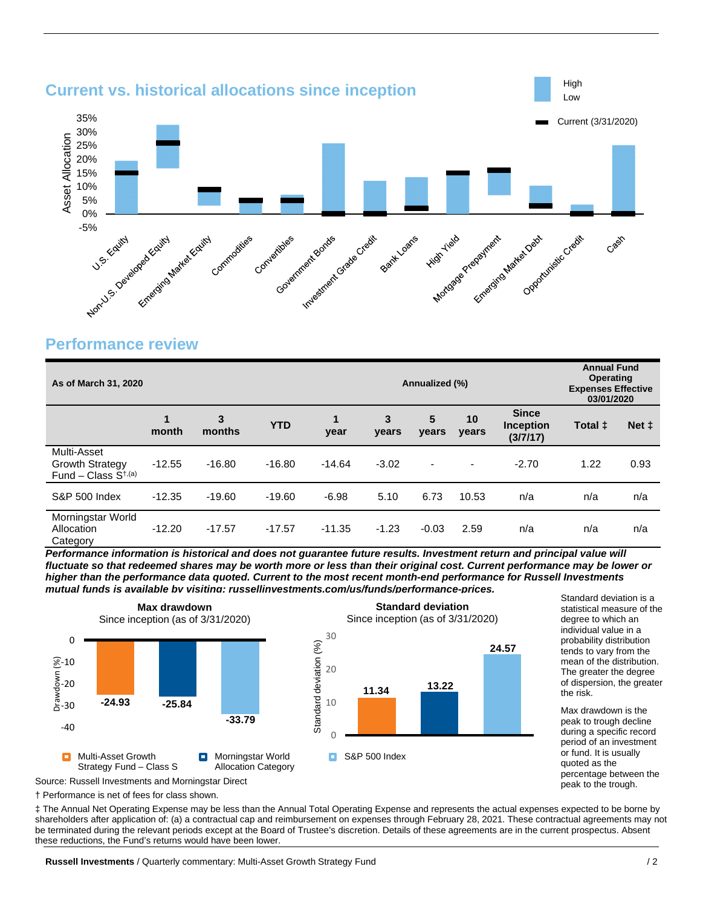## Current vs. historical allocations since inception

High / Low

Current (3/31/2020)

Asset Allocation

35%
30%
25%
20%
15%
10%
5%
0%
-5%

U.S. Equity, Non-U.S. Developed Equity, Emerging Market Equity, Commodities, Convertibles, Government Bonds, Investment Grade Credit, Bank Loans, High Yield, Mortgage Prepayment, Emerging Market Debt, Opportunistic Credit, Cash

## Performance review

| As of March 31, 2020 | | | | Annualized (%) | | | | | Annual Fund Operating Expenses Effective 03/01/2020 | |
|---|---|---|---|---|---|---|---|---|---|---|
| | 1 month | 3 months | YTD | 1 year | 3 years | 5 years | 10 years | Since Inception (3/7/17) | Total ‡ | Net ‡ |
| Multi-Asset Growth Strategy Fund – Class S†,(a) | -12.55 | -16.80 | -16.80 | -14.64 | -3.02 | - | - | -2.70 | 1.22 | 0.93 |
| S&P 500 Index | -12.35 | -19.60 | -19.60 | -6.98 | 5.10 | 6.73 | 10.53 | n/a | n/a | n/a |
| Morningstar World Allocation Category | -12.20 | -17.57 | -17.57 | -11.35 | -1.23 | -0.03 | 2.59 | n/a | n/a | n/a |

***Performance information is historical and does not guarantee future results. Investment return and principal value will fluctuate so that redeemed shares may be worth more or less than their original cost. Current performance may be lower or higher than the performance data quoted. Current to the most recent month-end performance for Russell Investments mutual funds is available by visiting: russellinvestments.com/us/funds/performance-prices.***

**Max drawdown**
Since inception (as of 3/31/2020)

| | Drawdown (%) |
|---|---|
| Multi-Asset Growth Strategy Fund – Class S | -24.93 |
| Morningstar World Allocation Category | -25.84 |
| S&P 500 Index | -33.79 |

**Standard deviation**
Since inception (as of 3/31/2020)

| | Standard deviation (%) |
|---|---|
| Multi-Asset Growth Strategy Fund – Class S | 11.34 |
| Morningstar World Allocation Category | 13.22 |
| S&P 500 Index | 24.57 |

Standard deviation is a statistical measure of the degree to which an individual value in a probability distribution tends to vary from the mean of the distribution. The greater the degree of dispersion, the greater the risk.

Max drawdown is the peak to trough decline during a specific record period of an investment or fund. It is usually quoted as the percentage between the peak to the trough.

Source: Russell Investments and Morningstar Direct

† Performance is net of fees for class shown.

‡ The Annual Net Operating Expense may be less than the Annual Total Operating Expense and represents the actual expenses expected to be borne by shareholders after application of: (a) a contractual cap and reimbursement on expenses through February 28, 2021. These contractual agreements may not be terminated during the relevant periods except at the Board of Trustee's discretion. Details of these agreements are in the current prospectus. Absent these reductions, the Fund's returns would have been lower.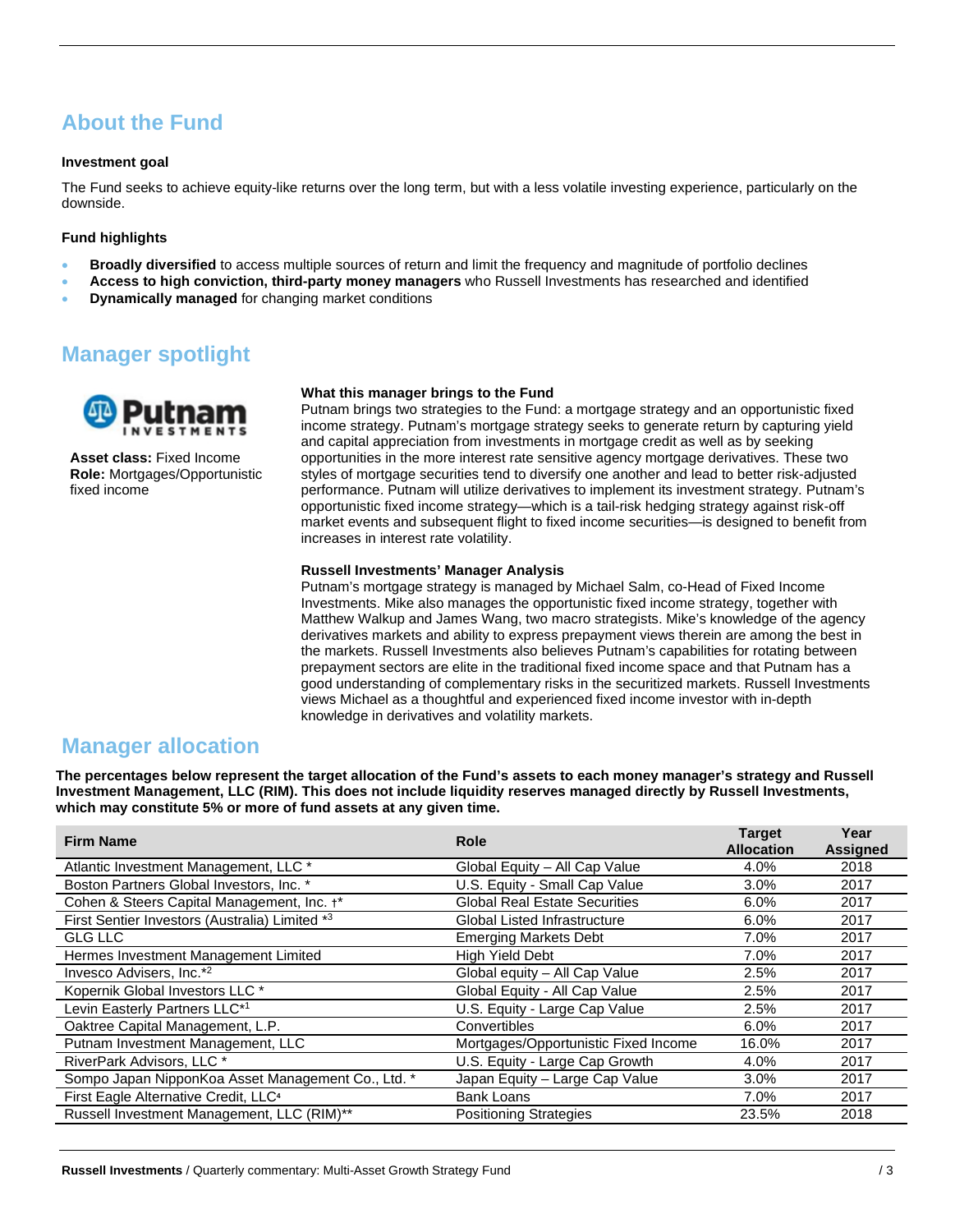## About the Fund

**Investment goal**

The Fund seeks to achieve equity-like returns over the long term, but with a less volatile investing experience, particularly on the downside.

**Fund highlights**

- **Broadly diversified** to access multiple sources of return and limit the frequency and magnitude of portfolio declines
- **Access to high conviction, third-party money managers** who Russell Investments has researched and identified
- **Dynamically managed** for changing market conditions

## Manager spotlight

**Asset class:** Fixed Income
**Role:** Mortgages/Opportunistic fixed income

**What this manager brings to the Fund**

Putnam brings two strategies to the Fund: a mortgage strategy and an opportunistic fixed income strategy. Putnam's mortgage strategy seeks to generate return by capturing yield and capital appreciation from investments in mortgage credit as well as by seeking opportunities in the more interest rate sensitive agency mortgage derivatives. These two styles of mortgage securities tend to diversify one another and lead to better risk-adjusted performance. Putnam will utilize derivatives to implement its investment strategy. Putnam's opportunistic fixed income strategy—which is a tail-risk hedging strategy against risk-off market events and subsequent flight to fixed income securities—is designed to benefit from increases in interest rate volatility.

**Russell Investments' Manager Analysis**

Putnam's mortgage strategy is managed by Michael Salm, co-Head of Fixed Income Investments. Mike also manages the opportunistic fixed income strategy, together with Matthew Walkup and James Wang, two macro strategists. Mike's knowledge of the agency derivatives markets and ability to express prepayment views therein are among the best in the markets. Russell Investments also believes Putnam's capabilities for rotating between prepayment sectors are elite in the traditional fixed income space and that Putnam has a good understanding of complementary risks in the securitized markets. Russell Investments views Michael as a thoughtful and experienced fixed income investor with in-depth knowledge in derivatives and volatility markets.

## Manager allocation

**The percentages below represent the target allocation of the Fund's assets to each money manager's strategy and Russell Investment Management, LLC (RIM). This does not include liquidity reserves managed directly by Russell Investments, which may constitute 5% or more of fund assets at any given time.**

| Firm Name | Role | Target Allocation | Year Assigned |
|---|---|---|---|
| Atlantic Investment Management, LLC * | Global Equity – All Cap Value | 4.0% | 2018 |
| Boston Partners Global Investors, Inc. * | U.S. Equity - Small Cap Value | 3.0% | 2017 |
| Cohen & Steers Capital Management, Inc. †* | Global Real Estate Securities | 6.0% | 2017 |
| First Sentier Investors (Australia) Limited *[3] | Global Listed Infrastructure | 6.0% | 2017 |
| GLG LLC | Emerging Markets Debt | 7.0% | 2017 |
| Hermes Investment Management Limited | High Yield Debt | 7.0% | 2017 |
| Invesco Advisers, Inc.*[2] | Global equity – All Cap Value | 2.5% | 2017 |
| Kopernik Global Investors LLC * | Global Equity - All Cap Value | 2.5% | 2017 |
| Levin Easterly Partners LLC*[1] | U.S. Equity - Large Cap Value | 2.5% | 2017 |
| Oaktree Capital Management, L.P. | Convertibles | 6.0% | 2017 |
| Putnam Investment Management, LLC | Mortgages/Opportunistic Fixed Income | 16.0% | 2017 |
| RiverPark Advisors, LLC * | U.S. Equity - Large Cap Growth | 4.0% | 2017 |
| Sompo Japan NipponKoa Asset Management Co., Ltd. * | Japan Equity – Large Cap Value | 3.0% | 2017 |
| First Eagle Alternative Credit, LLC[4] | Bank Loans | 7.0% | 2017 |
| Russell Investment Management, LLC (RIM)** | Positioning Strategies | 23.5% | 2018 |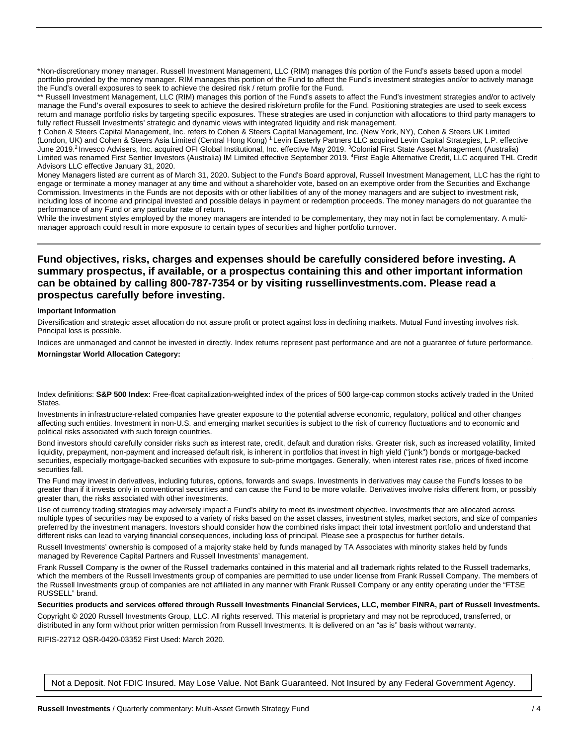*Non-discretionary money manager. Russell Investment Management, LLC (RIM) manages this portion of the Fund's assets based upon a model portfolio provided by the money manager. RIM manages this portion of the Fund to affect the Fund's investment strategies and/or to actively manage the Fund's overall exposures to seek to achieve the desired risk / return profile for the Fund.

** Russell Investment Management, LLC (RIM) manages this portion of the Fund's assets to affect the Fund's investment strategies and/or to actively manage the Fund's overall exposures to seek to achieve the desired risk/return profile for the Fund. Positioning strategies are used to seek excess return and manage portfolio risks by targeting specific exposures. These strategies are used in conjunction with allocations to third party managers to fully reflect Russell Investments' strategic and dynamic views with integrated liquidity and risk management.

† Cohen & Steers Capital Management, Inc. refers to Cohen & Steers Capital Management, Inc. (New York, NY), Cohen & Steers UK Limited (London, UK) and Cohen & Steers Asia Limited (Central Hong Kong) [1] Levin Easterly Partners LLC acquired Levin Capital Strategies, L.P. effective June 2019.[2] Invesco Advisers, Inc. acquired OFI Global Institutional, Inc. effective May 2019. [3]Colonial First State Asset Management (Australia) Limited was renamed First Sentier Investors (Australia) IM Limited effective September 2019. [4]First Eagle Alternative Credit, LLC acquired THL Credit Advisors LLC effective January 31, 2020.

Money Managers listed are current as of March 31, 2020. Subject to the Fund's Board approval, Russell Investment Management, LLC has the right to engage or terminate a money manager at any time and without a shareholder vote, based on an exemptive order from the Securities and Exchange Commission. Investments in the Funds are not deposits with or other liabilities of any of the money managers and are subject to investment risk, including loss of income and principal invested and possible delays in payment or redemption proceeds. The money managers do not guarantee the performance of any Fund or any particular rate of return.

While the investment styles employed by the money managers are intended to be complementary, they may not in fact be complementary. A multi-manager approach could result in more exposure to certain types of securities and higher portfolio turnover.

## Fund objectives, risks, charges and expenses should be carefully considered before investing. A summary prospectus, if available, or a prospectus containing this and other important information can be obtained by calling 800-787-7354 or by visiting russellinvestments.com. Please read a prospectus carefully before investing.

**Important Information**

Diversification and strategic asset allocation do not assure profit or protect against loss in declining markets. Mutual Fund investing involves risk. Principal loss is possible.

Indices are unmanaged and cannot be invested in directly. Index returns represent past performance and are not a guarantee of future performance.

**Morningstar World Allocation Category:**

Index definitions: **S&P 500 Index:** Free-float capitalization-weighted index of the prices of 500 large-cap common stocks actively traded in the United States.

Investments in infrastructure-related companies have greater exposure to the potential adverse economic, regulatory, political and other changes affecting such entities. Investment in non-U.S. and emerging market securities is subject to the risk of currency fluctuations and to economic and political risks associated with such foreign countries.

Bond investors should carefully consider risks such as interest rate, credit, default and duration risks. Greater risk, such as increased volatility, limited liquidity, prepayment, non-payment and increased default risk, is inherent in portfolios that invest in high yield ("junk") bonds or mortgage-backed securities, especially mortgage-backed securities with exposure to sub-prime mortgages. Generally, when interest rates rise, prices of fixed income securities fall.

The Fund may invest in derivatives, including futures, options, forwards and swaps. Investments in derivatives may cause the Fund's losses to be greater than if it invests only in conventional securities and can cause the Fund to be more volatile. Derivatives involve risks different from, or possibly greater than, the risks associated with other investments.

Use of currency trading strategies may adversely impact a Fund's ability to meet its investment objective. Investments that are allocated across multiple types of securities may be exposed to a variety of risks based on the asset classes, investment styles, market sectors, and size of companies preferred by the investment managers. Investors should consider how the combined risks impact their total investment portfolio and understand that different risks can lead to varying financial consequences, including loss of principal. Please see a prospectus for further details.

Russell Investments' ownership is composed of a majority stake held by funds managed by TA Associates with minority stakes held by funds managed by Reverence Capital Partners and Russell Investments' management.

Frank Russell Company is the owner of the Russell trademarks contained in this material and all trademark rights related to the Russell trademarks, which the members of the Russell Investments group of companies are permitted to use under license from Frank Russell Company. The members of the Russell Investments group of companies are not affiliated in any manner with Frank Russell Company or any entity operating under the "FTSE RUSSELL" brand.

**Securities products and services offered through Russell Investments Financial Services, LLC, member FINRA, part of Russell Investments.**

Copyright © 2020 Russell Investments Group, LLC. All rights reserved. This material is proprietary and may not be reproduced, transferred, or distributed in any form without prior written permission from Russell Investments. It is delivered on an "as is" basis without warranty.

RIFIS-22712 QSR-0420-03352 First Used: March 2020.

Not a Deposit. Not FDIC Insured. May Lose Value. Not Bank Guaranteed. Not Insured by any Federal Government Agency.